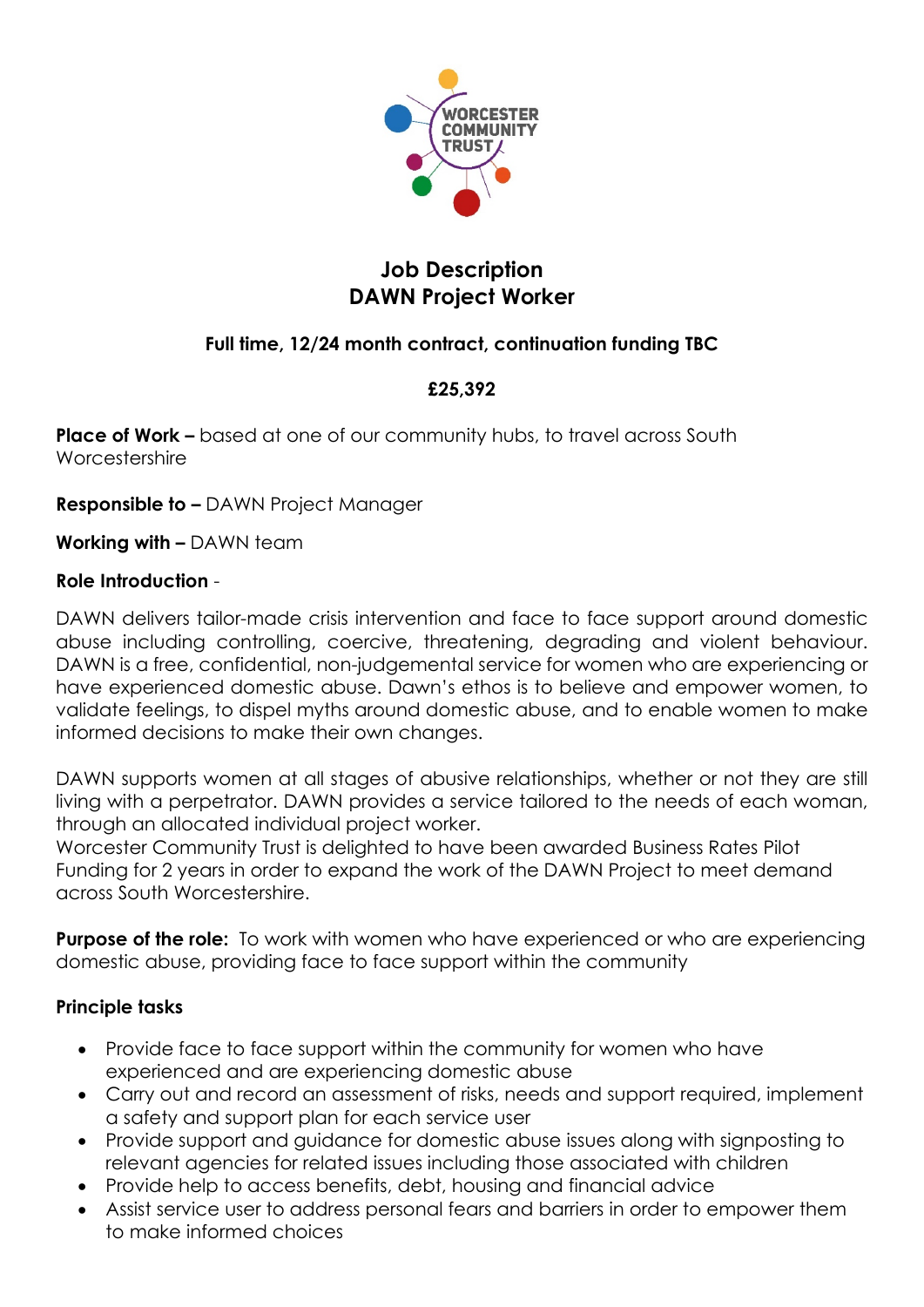WORCESTER COMMUNITY TRUST

# Job Description
# DAWN Project Worker

**Full time, 12/24 month contract, continuation funding TBC**

**£25,392**

**Place of Work –** based at one of our community hubs, to travel across South Worcestershire

**Responsible to –** DAWN Project Manager

**Working with –** DAWN team

**Role Introduction** -

DAWN delivers tailor-made crisis intervention and face to face support around domestic abuse including controlling, coercive, threatening, degrading and violent behaviour. DAWN is a free, confidential, non-judgemental service for women who are experiencing or have experienced domestic abuse. Dawn's ethos is to believe and empower women, to validate feelings, to dispel myths around domestic abuse, and to enable women to make informed decisions to make their own changes.

DAWN supports women at all stages of abusive relationships, whether or not they are still living with a perpetrator. DAWN provides a service tailored to the needs of each woman, through an allocated individual project worker.
Worcester Community Trust is delighted to have been awarded Business Rates Pilot Funding for 2 years in order to expand the work of the DAWN Project to meet demand across South Worcestershire.

**Purpose of the role:** To work with women who have experienced or who are experiencing domestic abuse, providing face to face support within the community

**Principle tasks**

- Provide face to face support within the community for women who have experienced and are experiencing domestic abuse
- Carry out and record an assessment of risks, needs and support required, implement a safety and support plan for each service user
- Provide support and guidance for domestic abuse issues along with signposting to relevant agencies for related issues including those associated with children
- Provide help to access benefits, debt, housing and financial advice
- Assist service user to address personal fears and barriers in order to empower them to make informed choices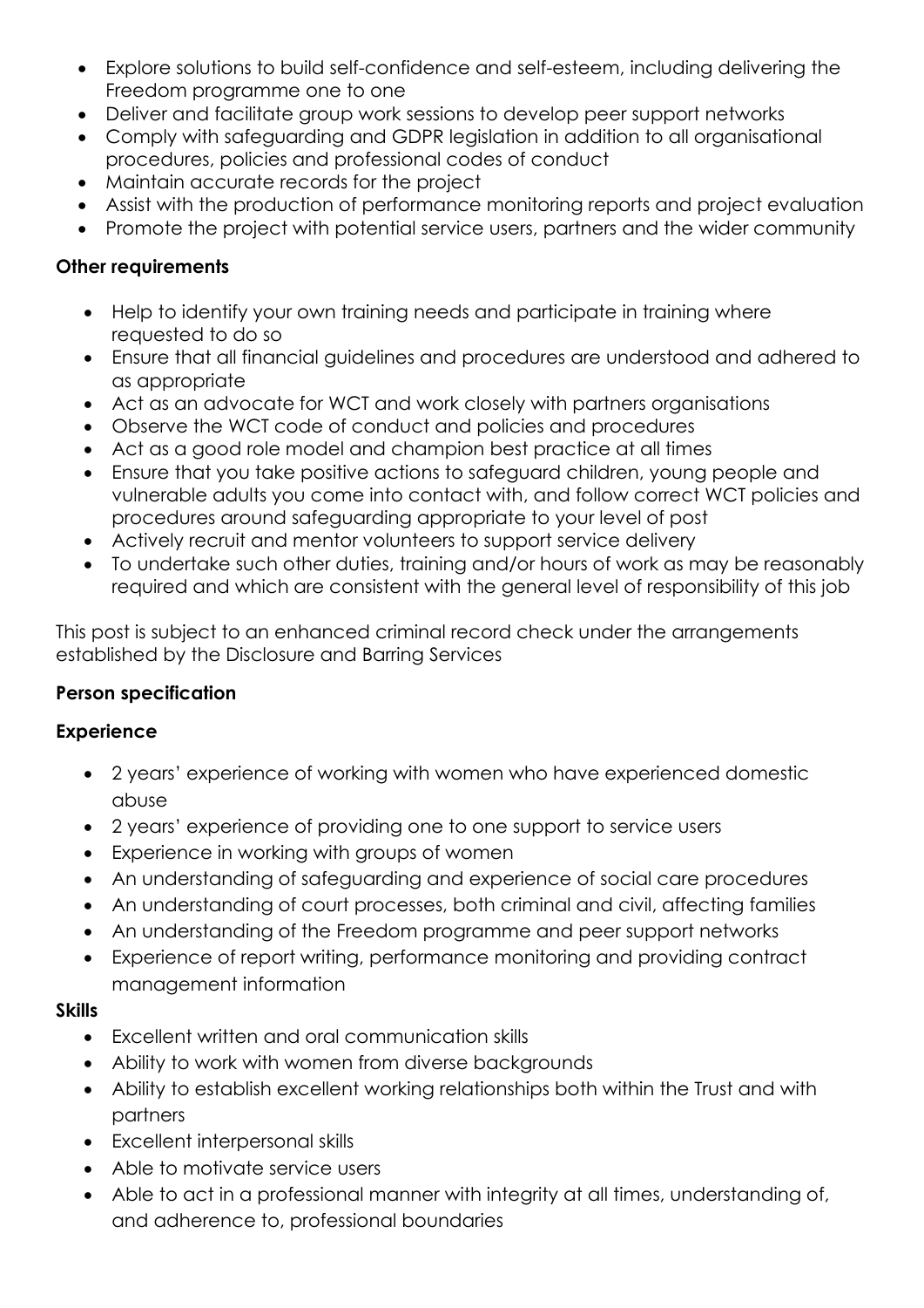- Explore solutions to build self-confidence and self-esteem, including delivering the Freedom programme one to one
- Deliver and facilitate group work sessions to develop peer support networks
- Comply with safeguarding and GDPR legislation in addition to all organisational procedures, policies and professional codes of conduct
- Maintain accurate records for the project
- Assist with the production of performance monitoring reports and project evaluation
- Promote the project with potential service users, partners and the wider community

**Other requirements**

- Help to identify your own training needs and participate in training where requested to do so
- Ensure that all financial guidelines and procedures are understood and adhered to as appropriate
- Act as an advocate for WCT and work closely with partners organisations
- Observe the WCT code of conduct and policies and procedures
- Act as a good role model and champion best practice at all times
- Ensure that you take positive actions to safeguard children, young people and vulnerable adults you come into contact with, and follow correct WCT policies and procedures around safeguarding appropriate to your level of post
- Actively recruit and mentor volunteers to support service delivery
- To undertake such other duties, training and/or hours of work as may be reasonably required and which are consistent with the general level of responsibility of this job

This post is subject to an enhanced criminal record check under the arrangements established by the Disclosure and Barring Services

**Person specification**

**Experience**

- 2 years' experience of working with women who have experienced domestic abuse
- 2 years' experience of providing one to one support to service users
- Experience in working with groups of women
- An understanding of safeguarding and experience of social care procedures
- An understanding of court processes, both criminal and civil, affecting families
- An understanding of the Freedom programme and peer support networks
- Experience of report writing, performance monitoring and providing contract management information

**Skills**

- Excellent written and oral communication skills
- Ability to work with women from diverse backgrounds
- Ability to establish excellent working relationships both within the Trust and with partners
- Excellent interpersonal skills
- Able to motivate service users
- Able to act in a professional manner with integrity at all times, understanding of, and adherence to, professional boundaries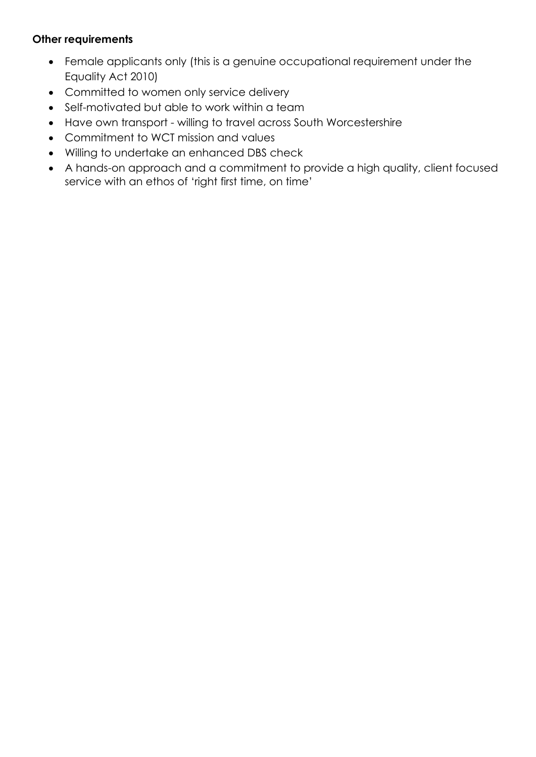**Other requirements**

- Female applicants only (this is a genuine occupational requirement under the Equality Act 2010)
- Committed to women only service delivery
- Self-motivated but able to work within a team
- Have own transport - willing to travel across South Worcestershire
- Commitment to WCT mission and values
- Willing to undertake an enhanced DBS check
- A hands-on approach and a commitment to provide a high quality, client focused service with an ethos of 'right first time, on time'